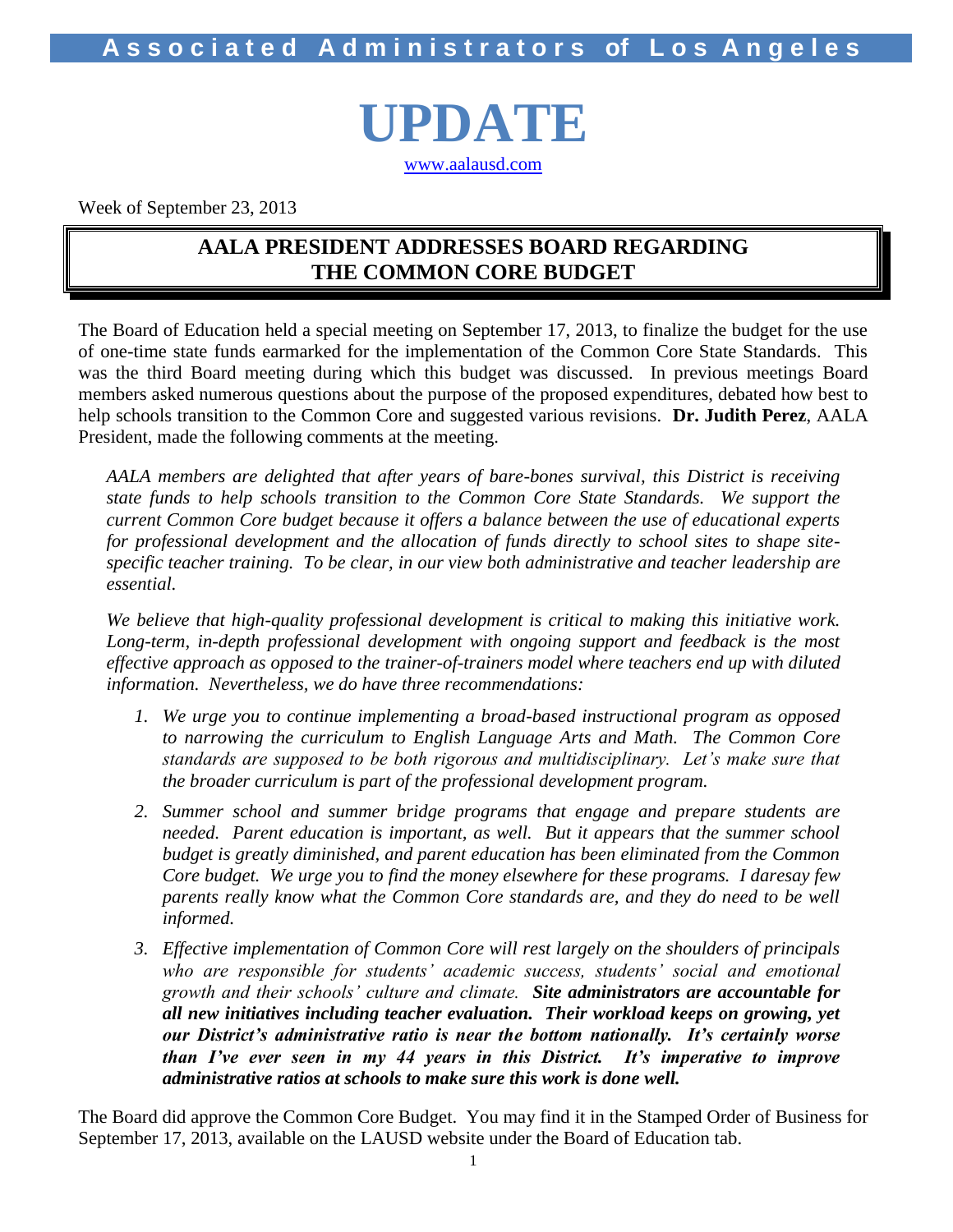**Associated Administrators of Los Angeles**

# UPDATE

www.aalausd.com

Week of September 23, 2013

## AALA PRESIDENT ADDRESSES BOARD REGARDING THE COMMON CORE BUDGET

The Board of Education held a special meeting on September 17, 2013, to finalize the budget for the use of one-time state funds earmarked for the implementation of the Common Core State Standards. This was the third Board meeting during which this budget was discussed. In previous meetings Board members asked numerous questions about the purpose of the proposed expenditures, debated how best to help schools transition to the Common Core and suggested various revisions. **Dr. Judith Perez**, AALA President, made the following comments at the meeting.

*AALA members are delighted that after years of bare-bones survival, this District is receiving state funds to help schools transition to the Common Core State Standards. We support the current Common Core budget because it offers a balance between the use of educational experts for professional development and the allocation of funds directly to school sites to shape site-specific teacher training. To be clear, in our view both administrative and teacher leadership are essential.*

*We believe that high-quality professional development is critical to making this initiative work. Long-term, in-depth professional development with ongoing support and feedback is the most effective approach as opposed to the trainer-of-trainers model where teachers end up with diluted information. Nevertheless, we do have three recommendations:*

1. *We urge you to continue implementing a broad-based instructional program as opposed to narrowing the curriculum to English Language Arts and Math. The Common Core standards are supposed to be both rigorous and multidisciplinary. Let's make sure that the broader curriculum is part of the professional development program.*
2. *Summer school and summer bridge programs that engage and prepare students are needed. Parent education is important, as well. But it appears that the summer school budget is greatly diminished, and parent education has been eliminated from the Common Core budget. We urge you to find the money elsewhere for these programs. I daresay few parents really know what the Common Core standards are, and they do need to be well informed.*
3. *Effective implementation of Common Core will rest largely on the shoulders of principals who are responsible for students' academic success, students' social and emotional growth and their schools' culture and climate.* ***Site administrators are accountable for all new initiatives including teacher evaluation. Their workload keeps on growing, yet our District's administrative ratio is near the bottom nationally. It's certainly worse than I've ever seen in my 44 years in this District. It's imperative to improve administrative ratios at schools to make sure this work is done well.***

The Board did approve the Common Core Budget. You may find it in the Stamped Order of Business for September 17, 2013, available on the LAUSD website under the Board of Education tab.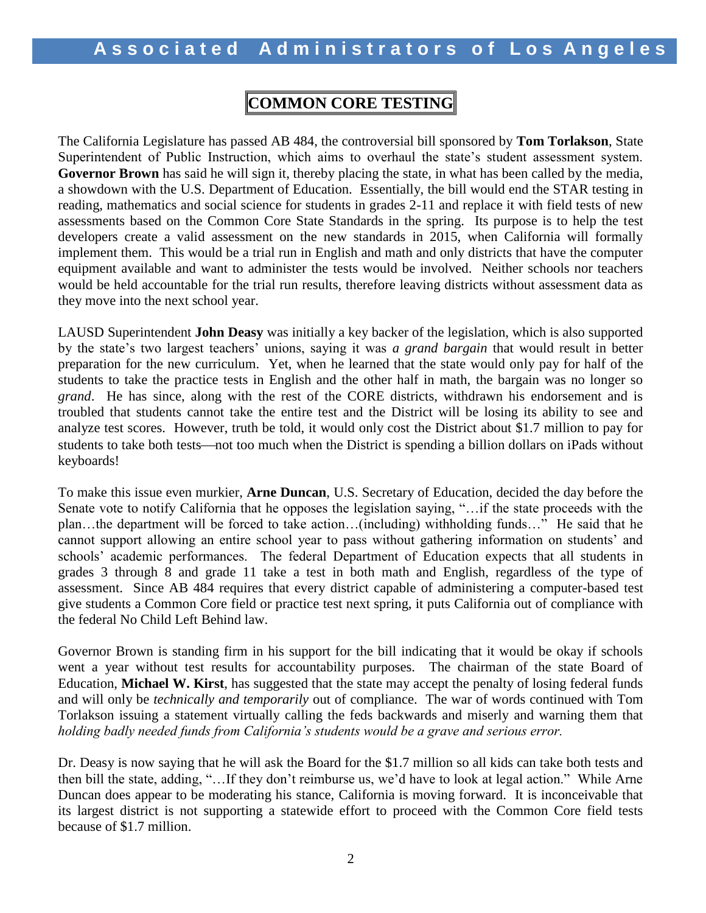## COMMON CORE TESTING

The California Legislature has passed AB 484, the controversial bill sponsored by **Tom Torlakson**, State Superintendent of Public Instruction, which aims to overhaul the state's student assessment system. **Governor Brown** has said he will sign it, thereby placing the state, in what has been called by the media, a showdown with the U.S. Department of Education. Essentially, the bill would end the STAR testing in reading, mathematics and social science for students in grades 2-11 and replace it with field tests of new assessments based on the Common Core State Standards in the spring. Its purpose is to help the test developers create a valid assessment on the new standards in 2015, when California will formally implement them. This would be a trial run in English and math and only districts that have the computer equipment available and want to administer the tests would be involved. Neither schools nor teachers would be held accountable for the trial run results, therefore leaving districts without assessment data as they move into the next school year.

LAUSD Superintendent **John Deasy** was initially a key backer of the legislation, which is also supported by the state's two largest teachers' unions, saying it was *a grand bargain* that would result in better preparation for the new curriculum. Yet, when he learned that the state would only pay for half of the students to take the practice tests in English and the other half in math, the bargain was no longer so *grand*. He has since, along with the rest of the CORE districts, withdrawn his endorsement and is troubled that students cannot take the entire test and the District will be losing its ability to see and analyze test scores. However, truth be told, it would only cost the District about $1.7 million to pay for students to take both tests—not too much when the District is spending a billion dollars on iPads without keyboards!

To make this issue even murkier, **Arne Duncan**, U.S. Secretary of Education, decided the day before the Senate vote to notify California that he opposes the legislation saying, "…if the state proceeds with the plan…the department will be forced to take action…(including) withholding funds…" He said that he cannot support allowing an entire school year to pass without gathering information on students' and schools' academic performances. The federal Department of Education expects that all students in grades 3 through 8 and grade 11 take a test in both math and English, regardless of the type of assessment. Since AB 484 requires that every district capable of administering a computer-based test give students a Common Core field or practice test next spring, it puts California out of compliance with the federal No Child Left Behind law.

Governor Brown is standing firm in his support for the bill indicating that it would be okay if schools went a year without test results for accountability purposes. The chairman of the state Board of Education, **Michael W. Kirst**, has suggested that the state may accept the penalty of losing federal funds and will only be *technically and temporarily* out of compliance. The war of words continued with Tom Torlakson issuing a statement virtually calling the feds backwards and miserly and warning them that *holding badly needed funds from California's students would be a grave and serious error.*

Dr. Deasy is now saying that he will ask the Board for the $1.7 million so all kids can take both tests and then bill the state, adding, "…If they don't reimburse us, we'd have to look at legal action." While Arne Duncan does appear to be moderating his stance, California is moving forward. It is inconceivable that its largest district is not supporting a statewide effort to proceed with the Common Core field tests because of $1.7 million.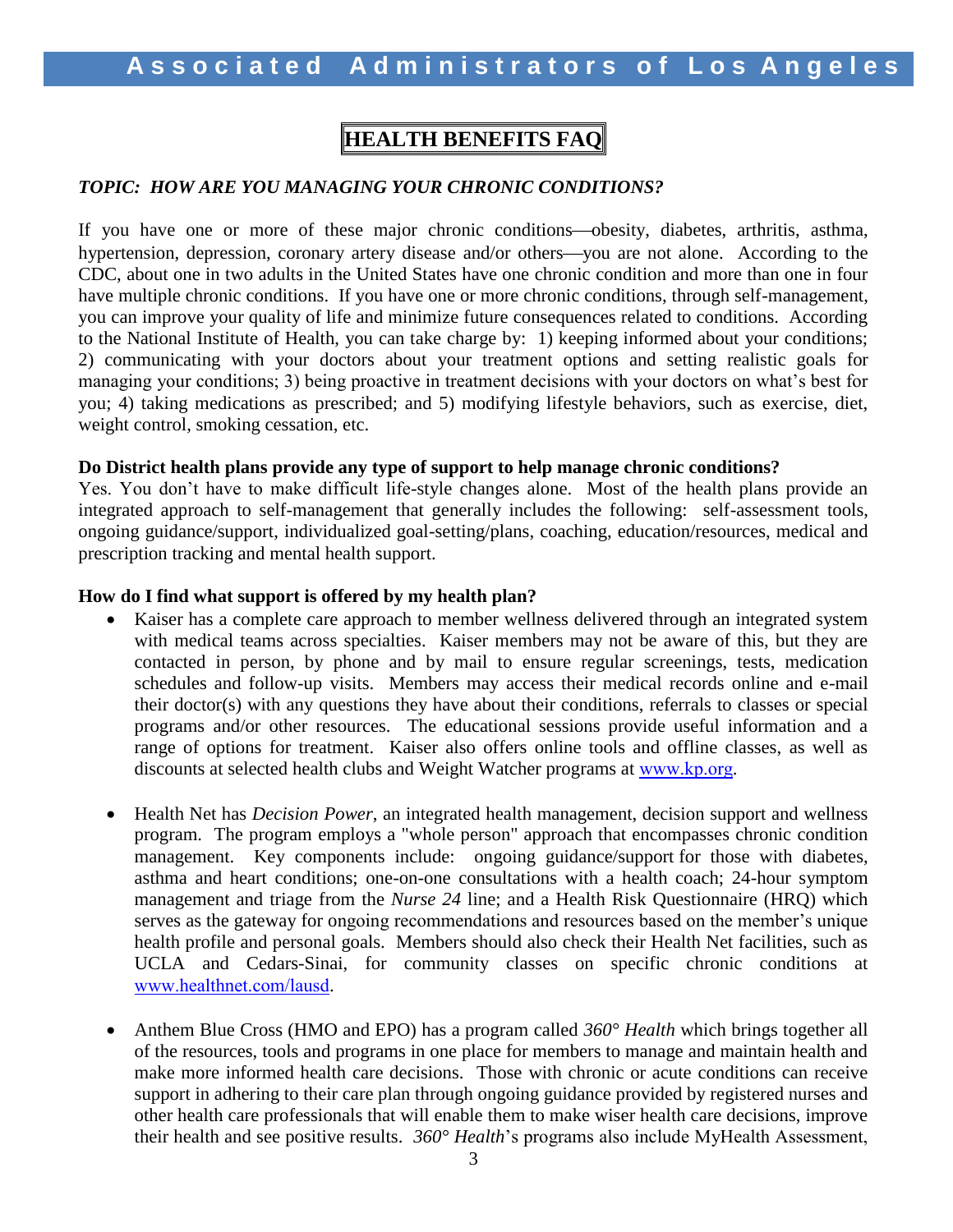# HEALTH BENEFITS FAQ

***TOPIC: HOW ARE YOU MANAGING YOUR CHRONIC CONDITIONS?***

If you have one or more of these major chronic conditions—obesity, diabetes, arthritis, asthma, hypertension, depression, coronary artery disease and/or others—you are not alone. According to the CDC, about one in two adults in the United States have one chronic condition and more than one in four have multiple chronic conditions. If you have one or more chronic conditions, through self-management, you can improve your quality of life and minimize future consequences related to conditions. According to the National Institute of Health, you can take charge by: 1) keeping informed about your conditions; 2) communicating with your doctors about your treatment options and setting realistic goals for managing your conditions; 3) being proactive in treatment decisions with your doctors on what's best for you; 4) taking medications as prescribed; and 5) modifying lifestyle behaviors, such as exercise, diet, weight control, smoking cessation, etc.

**Do District health plans provide any type of support to help manage chronic conditions?**

Yes. You don't have to make difficult life-style changes alone. Most of the health plans provide an integrated approach to self-management that generally includes the following: self-assessment tools, ongoing guidance/support, individualized goal-setting/plans, coaching, education/resources, medical and prescription tracking and mental health support.

**How do I find what support is offered by my health plan?**

- Kaiser has a complete care approach to member wellness delivered through an integrated system with medical teams across specialties. Kaiser members may not be aware of this, but they are contacted in person, by phone and by mail to ensure regular screenings, tests, medication schedules and follow-up visits. Members may access their medical records online and e-mail their doctor(s) with any questions they have about their conditions, referrals to classes or special programs and/or other resources. The educational sessions provide useful information and a range of options for treatment. Kaiser also offers online tools and offline classes, as well as discounts at selected health clubs and Weight Watcher programs at www.kp.org.

- Health Net has *Decision Power*, an integrated health management, decision support and wellness program. The program employs a "whole person" approach that encompasses chronic condition management. Key components include: ongoing guidance/support for those with diabetes, asthma and heart conditions; one-on-one consultations with a health coach; 24-hour symptom management and triage from the *Nurse 24* line; and a Health Risk Questionnaire (HRQ) which serves as the gateway for ongoing recommendations and resources based on the member's unique health profile and personal goals. Members should also check their Health Net facilities, such as UCLA and Cedars-Sinai, for community classes on specific chronic conditions at www.healthnet.com/lausd.

- Anthem Blue Cross (HMO and EPO) has a program called *360° Health* which brings together all of the resources, tools and programs in one place for members to manage and maintain health and make more informed health care decisions. Those with chronic or acute conditions can receive support in adhering to their care plan through ongoing guidance provided by registered nurses and other health care professionals that will enable them to make wiser health care decisions, improve their health and see positive results. *360° Health*'s programs also include MyHealth Assessment,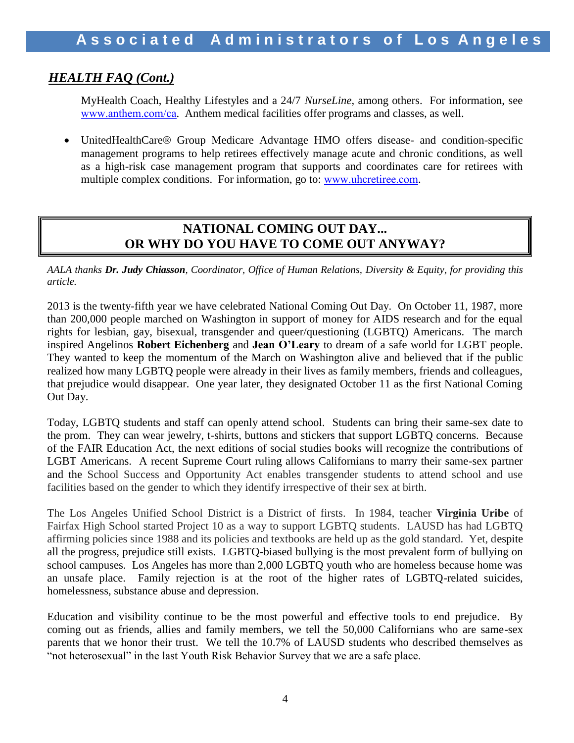## *HEALTH FAQ (Cont.)*

MyHealth Coach, Healthy Lifestyles and a 24/7 *NurseLine*, among others. For information, see www.anthem.com/ca. Anthem medical facilities offer programs and classes, as well.

- UnitedHealthCare® Group Medicare Advantage HMO offers disease- and condition-specific management programs to help retirees effectively manage acute and chronic conditions, as well as a high-risk case management program that supports and coordinates care for retirees with multiple complex conditions. For information, go to: www.uhcretiree.com.

## NATIONAL COMING OUT DAY... OR WHY DO YOU HAVE TO COME OUT ANYWAY?

*AALA thanks **Dr. Judy Chiasson**, Coordinator, Office of Human Relations, Diversity & Equity, for providing this article.*

2013 is the twenty-fifth year we have celebrated National Coming Out Day. On October 11, 1987, more than 200,000 people marched on Washington in support of money for AIDS research and for the equal rights for lesbian, gay, bisexual, transgender and queer/questioning (LGBTQ) Americans. The march inspired Angelinos **Robert Eichenberg** and **Jean O'Leary** to dream of a safe world for LGBT people. They wanted to keep the momentum of the March on Washington alive and believed that if the public realized how many LGBTQ people were already in their lives as family members, friends and colleagues, that prejudice would disappear. One year later, they designated October 11 as the first National Coming Out Day.

Today, LGBTQ students and staff can openly attend school. Students can bring their same-sex date to the prom. They can wear jewelry, t-shirts, buttons and stickers that support LGBTQ concerns. Because of the FAIR Education Act, the next editions of social studies books will recognize the contributions of LGBT Americans. A recent Supreme Court ruling allows Californians to marry their same-sex partner and the School Success and Opportunity Act enables transgender students to attend school and use facilities based on the gender to which they identify irrespective of their sex at birth.

The Los Angeles Unified School District is a District of firsts. In 1984, teacher **Virginia Uribe** of Fairfax High School started Project 10 as a way to support LGBTQ students. LAUSD has had LGBTQ affirming policies since 1988 and its policies and textbooks are held up as the gold standard. Yet, despite all the progress, prejudice still exists. LGBTQ-biased bullying is the most prevalent form of bullying on school campuses. Los Angeles has more than 2,000 LGBTQ youth who are homeless because home was an unsafe place. Family rejection is at the root of the higher rates of LGBTQ-related suicides, homelessness, substance abuse and depression.

Education and visibility continue to be the most powerful and effective tools to end prejudice. By coming out as friends, allies and family members, we tell the 50,000 Californians who are same-sex parents that we honor their trust. We tell the 10.7% of LAUSD students who described themselves as "not heterosexual" in the last Youth Risk Behavior Survey that we are a safe place.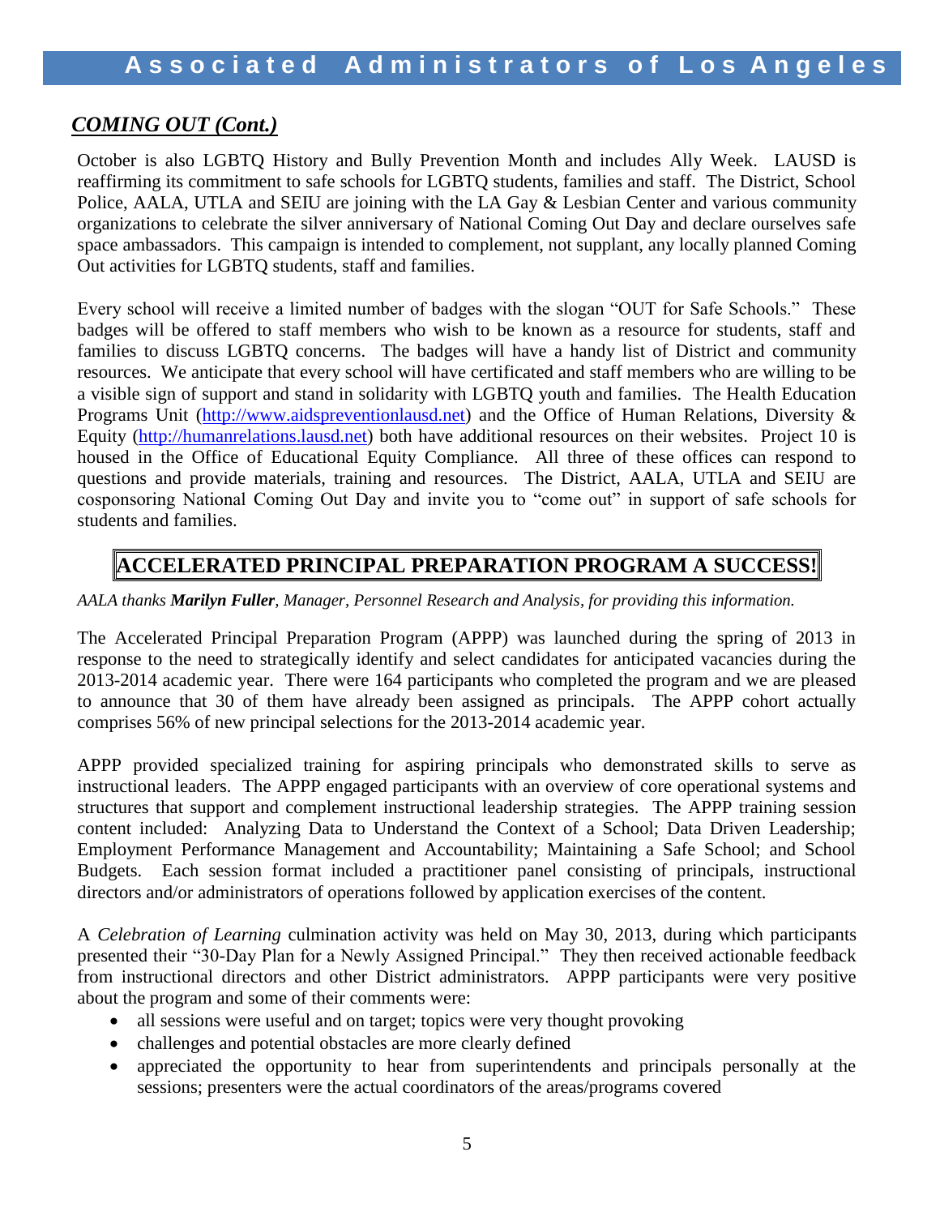## *COMING OUT (Cont.)*

October is also LGBTQ History and Bully Prevention Month and includes Ally Week. LAUSD is reaffirming its commitment to safe schools for LGBTQ students, families and staff. The District, School Police, AALA, UTLA and SEIU are joining with the LA Gay & Lesbian Center and various community organizations to celebrate the silver anniversary of National Coming Out Day and declare ourselves safe space ambassadors. This campaign is intended to complement, not supplant, any locally planned Coming Out activities for LGBTQ students, staff and families.

Every school will receive a limited number of badges with the slogan "OUT for Safe Schools." These badges will be offered to staff members who wish to be known as a resource for students, staff and families to discuss LGBTQ concerns. The badges will have a handy list of District and community resources. We anticipate that every school will have certificated and staff members who are willing to be a visible sign of support and stand in solidarity with LGBTQ youth and families. The Health Education Programs Unit (http://www.aidspreventionlausd.net) and the Office of Human Relations, Diversity & Equity (http://humanrelations.lausd.net) both have additional resources on their websites. Project 10 is housed in the Office of Educational Equity Compliance. All three of these offices can respond to questions and provide materials, training and resources. The District, AALA, UTLA and SEIU are cosponsoring National Coming Out Day and invite you to "come out" in support of safe schools for students and families.

## ACCELERATED PRINCIPAL PREPARATION PROGRAM A SUCCESS!

*AALA thanks **Marilyn Fuller**, Manager, Personnel Research and Analysis, for providing this information.*

The Accelerated Principal Preparation Program (APPP) was launched during the spring of 2013 in response to the need to strategically identify and select candidates for anticipated vacancies during the 2013-2014 academic year. There were 164 participants who completed the program and we are pleased to announce that 30 of them have already been assigned as principals. The APPP cohort actually comprises 56% of new principal selections for the 2013-2014 academic year.

APPP provided specialized training for aspiring principals who demonstrated skills to serve as instructional leaders. The APPP engaged participants with an overview of core operational systems and structures that support and complement instructional leadership strategies. The APPP training session content included: Analyzing Data to Understand the Context of a School; Data Driven Leadership; Employment Performance Management and Accountability; Maintaining a Safe School; and School Budgets. Each session format included a practitioner panel consisting of principals, instructional directors and/or administrators of operations followed by application exercises of the content.

A *Celebration of Learning* culmination activity was held on May 30, 2013, during which participants presented their "30-Day Plan for a Newly Assigned Principal." They then received actionable feedback from instructional directors and other District administrators. APPP participants were very positive about the program and some of their comments were:

- all sessions were useful and on target; topics were very thought provoking
- challenges and potential obstacles are more clearly defined
- appreciated the opportunity to hear from superintendents and principals personally at the sessions; presenters were the actual coordinators of the areas/programs covered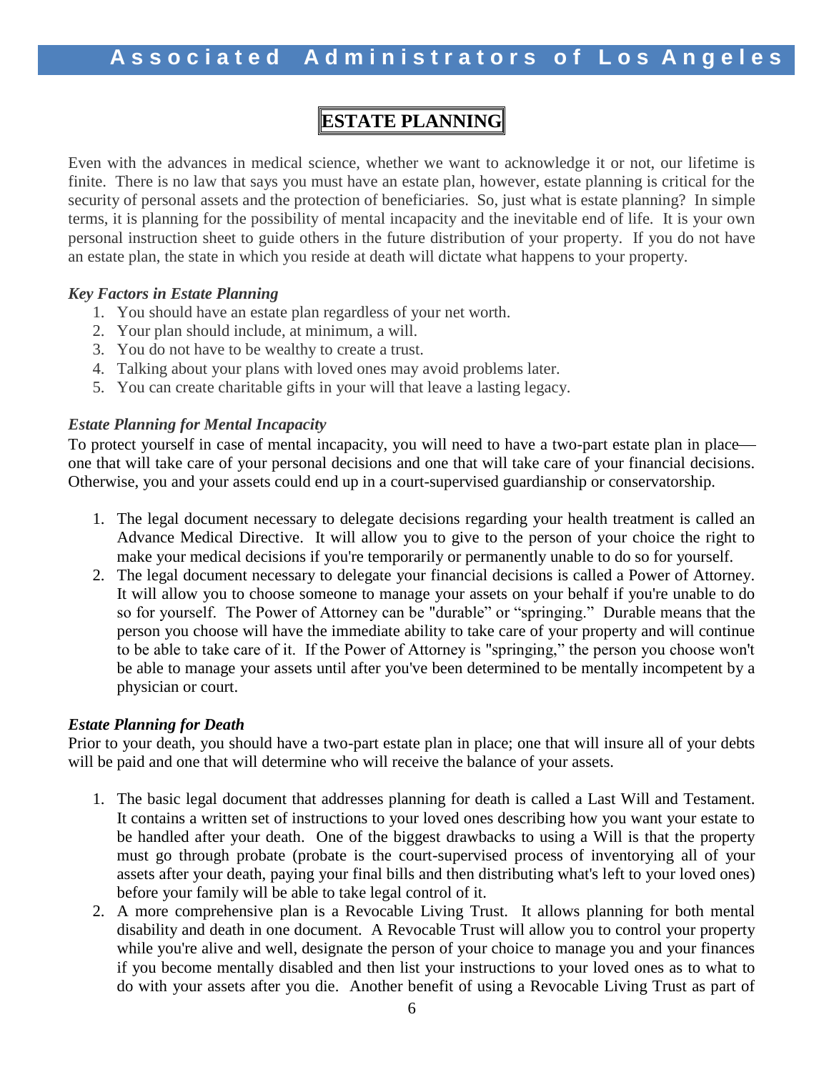# ESTATE PLANNING

Even with the advances in medical science, whether we want to acknowledge it or not, our lifetime is finite. There is no law that says you must have an estate plan, however, estate planning is critical for the security of personal assets and the protection of beneficiaries. So, just what is estate planning? In simple terms, it is planning for the possibility of mental incapacity and the inevitable end of life. It is your own personal instruction sheet to guide others in the future distribution of your property. If you do not have an estate plan, the state in which you reside at death will dictate what happens to your property.

### *Key Factors in Estate Planning*

1. You should have an estate plan regardless of your net worth.
2. Your plan should include, at minimum, a will.
3. You do not have to be wealthy to create a trust.
4. Talking about your plans with loved ones may avoid problems later.
5. You can create charitable gifts in your will that leave a lasting legacy.

### *Estate Planning for Mental Incapacity*

To protect yourself in case of mental incapacity, you will need to have a two-part estate plan in place—one that will take care of your personal decisions and one that will take care of your financial decisions. Otherwise, you and your assets could end up in a court-supervised guardianship or conservatorship.

1. The legal document necessary to delegate decisions regarding your health treatment is called an Advance Medical Directive. It will allow you to give to the person of your choice the right to make your medical decisions if you're temporarily or permanently unable to do so for yourself.
2. The legal document necessary to delegate your financial decisions is called a Power of Attorney. It will allow you to choose someone to manage your assets on your behalf if you're unable to do so for yourself. The Power of Attorney can be "durable" or "springing." Durable means that the person you choose will have the immediate ability to take care of your property and will continue to be able to take care of it. If the Power of Attorney is "springing," the person you choose won't be able to manage your assets until after you've been determined to be mentally incompetent by a physician or court.

### *Estate Planning for Death*

Prior to your death, you should have a two-part estate plan in place; one that will insure all of your debts will be paid and one that will determine who will receive the balance of your assets.

1. The basic legal document that addresses planning for death is called a Last Will and Testament. It contains a written set of instructions to your loved ones describing how you want your estate to be handled after your death. One of the biggest drawbacks to using a Will is that the property must go through probate (probate is the court-supervised process of inventorying all of your assets after your death, paying your final bills and then distributing what's left to your loved ones) before your family will be able to take legal control of it.
2. A more comprehensive plan is a Revocable Living Trust. It allows planning for both mental disability and death in one document. A Revocable Trust will allow you to control your property while you're alive and well, designate the person of your choice to manage you and your finances if you become mentally disabled and then list your instructions to your loved ones as to what to do with your assets after you die. Another benefit of using a Revocable Living Trust as part of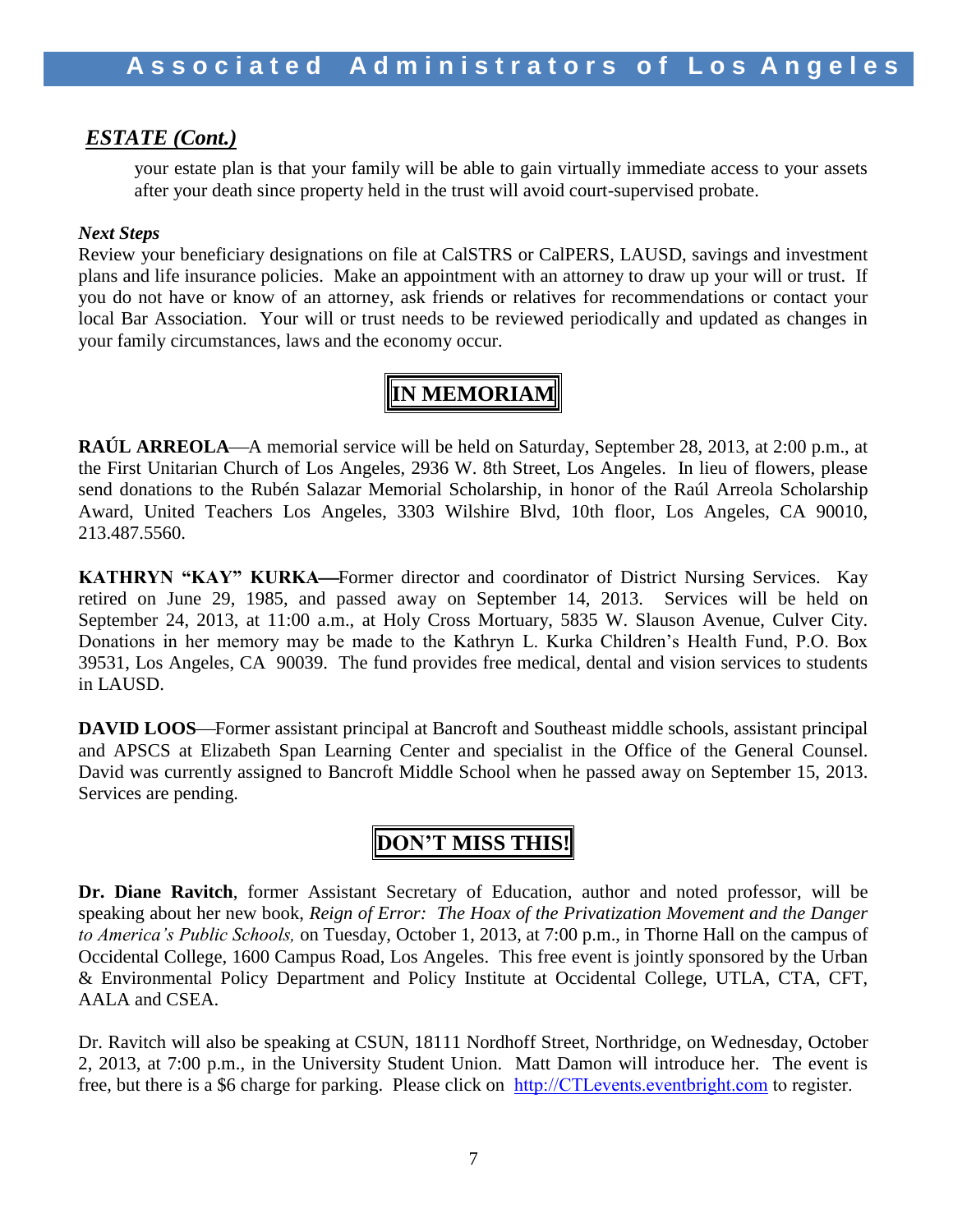## *ESTATE (Cont.)*

your estate plan is that your family will be able to gain virtually immediate access to your assets after your death since property held in the trust will avoid court-supervised probate.

***Next Steps***

Review your beneficiary designations on file at CalSTRS or CalPERS, LAUSD, savings and investment plans and life insurance policies. Make an appointment with an attorney to draw up your will or trust. If you do not have or know of an attorney, ask friends or relatives for recommendations or contact your local Bar Association. Your will or trust needs to be reviewed periodically and updated as changes in your family circumstances, laws and the economy occur.

## IN MEMORIAM

**RAÚL ARREOLA**—A memorial service will be held on Saturday, September 28, 2013, at 2:00 p.m., at the First Unitarian Church of Los Angeles, 2936 W. 8th Street, Los Angeles. In lieu of flowers, please send donations to the Rubén Salazar Memorial Scholarship, in honor of the Raúl Arreola Scholarship Award, United Teachers Los Angeles, 3303 Wilshire Blvd, 10th floor, Los Angeles, CA 90010, 213.487.5560.

**KATHRYN "KAY" KURKA—**Former director and coordinator of District Nursing Services. Kay retired on June 29, 1985, and passed away on September 14, 2013. Services will be held on September 24, 2013, at 11:00 a.m., at Holy Cross Mortuary, 5835 W. Slauson Avenue, Culver City. Donations in her memory may be made to the Kathryn L. Kurka Children's Health Fund, P.O. Box 39531, Los Angeles, CA 90039. The fund provides free medical, dental and vision services to students in LAUSD.

**DAVID LOOS**—Former assistant principal at Bancroft and Southeast middle schools, assistant principal and APSCS at Elizabeth Span Learning Center and specialist in the Office of the General Counsel. David was currently assigned to Bancroft Middle School when he passed away on September 15, 2013. Services are pending.

## DON'T MISS THIS!

**Dr. Diane Ravitch**, former Assistant Secretary of Education, author and noted professor, will be speaking about her new book, *Reign of Error: The Hoax of the Privatization Movement and the Danger to America's Public Schools,* on Tuesday, October 1, 2013, at 7:00 p.m., in Thorne Hall on the campus of Occidental College, 1600 Campus Road, Los Angeles. This free event is jointly sponsored by the Urban & Environmental Policy Department and Policy Institute at Occidental College, UTLA, CTA, CFT, AALA and CSEA.

Dr. Ravitch will also be speaking at CSUN, 18111 Nordhoff Street, Northridge, on Wednesday, October 2, 2013, at 7:00 p.m., in the University Student Union. Matt Damon will introduce her. The event is free, but there is a $6 charge for parking. Please click on [http://CTLevents.eventbright.com](http://CTLevents.eventbright.com) to register.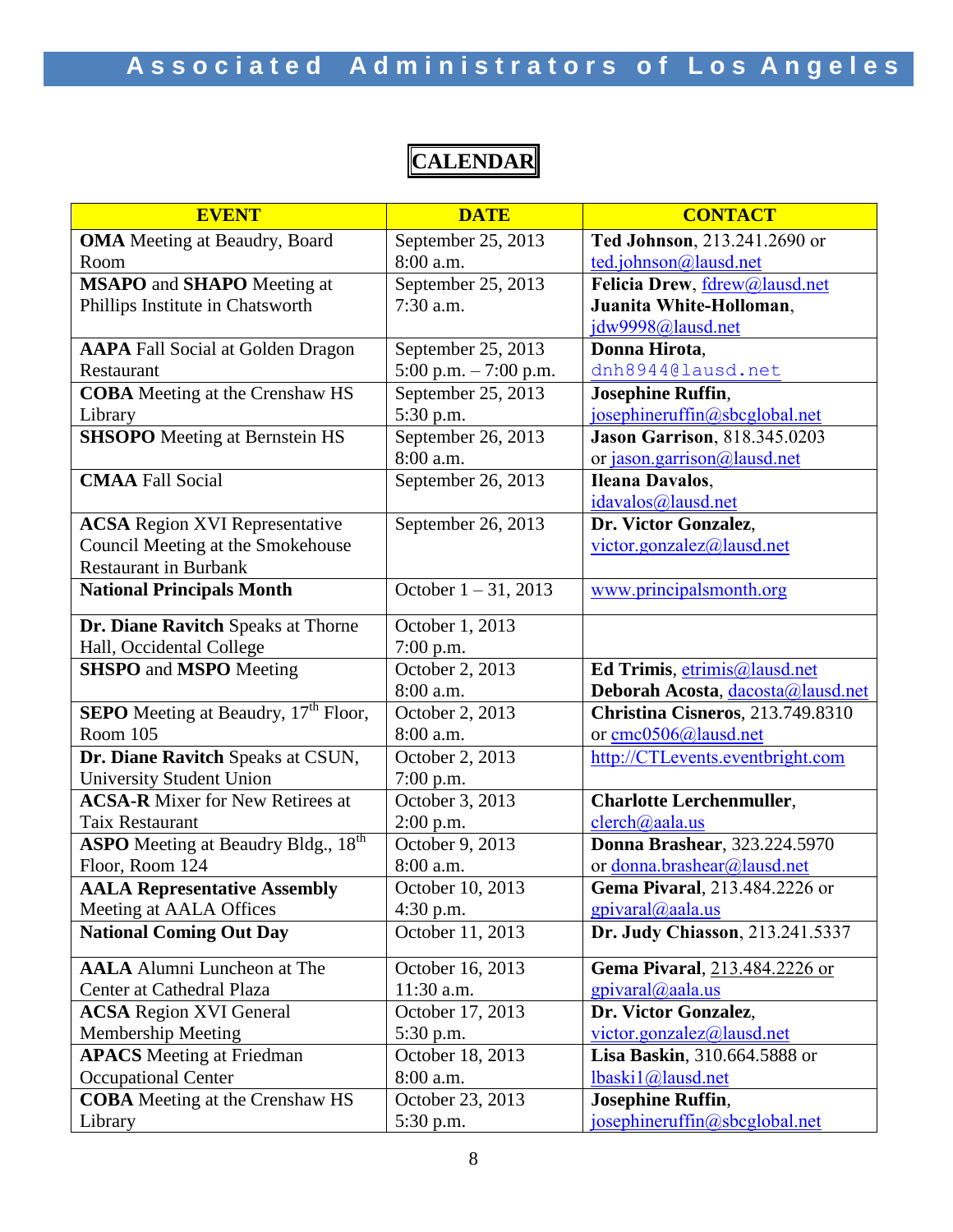# CALENDAR

| EVENT | DATE | CONTACT |
|---|---|---|
| **OMA** Meeting at Beaudry, Board Room | September 25, 2013 8:00 a.m. | **Ted Johnson**, 213.241.2690 or ted.johnson@lausd.net |
| **MSAPO** and **SHAPO** Meeting at Phillips Institute in Chatsworth | September 25, 2013 7:30 a.m. | **Felicia Drew**, fdrew@lausd.net **Juanita White-Holloman**, jdw9998@lausd.net |
| **AAPA** Fall Social at Golden Dragon Restaurant | September 25, 2013 5:00 p.m. – 7:00 p.m. | **Donna Hirota**, dnh8944@lausd.net |
| **COBA** Meeting at the Crenshaw HS Library | September 25, 2013 5:30 p.m. | **Josephine Ruffin**, josephineruffin@sbcglobal.net |
| **SHSOPO** Meeting at Bernstein HS | September 26, 2013 8:00 a.m. | **Jason Garrison**, 818.345.0203 or jason.garrison@lausd.net |
| **CMAA** Fall Social | September 26, 2013 | **Ileana Davalos**, idavalos@lausd.net |
| **ACSA** Region XVI Representative Council Meeting at the Smokehouse Restaurant in Burbank | September 26, 2013 | **Dr. Victor Gonzalez**, victor.gonzalez@lausd.net |
| **National Principals Month** | October 1 – 31, 2013 | www.principalsmonth.org |
| **Dr. Diane Ravitch** Speaks at Thorne Hall, Occidental College | October 1, 2013 7:00 p.m. | |
| **SHSPO** and **MSPO** Meeting | October 2, 2013 8:00 a.m. | **Ed Trimis**, etrimis@lausd.net **Deborah Acosta**, dacosta@lausd.net |
| **SEPO** Meeting at Beaudry, 17th Floor, Room 105 | October 2, 2013 8:00 a.m. | **Christina Cisneros**, 213.749.8310 or cmc0506@lausd.net |
| **Dr. Diane Ravitch** Speaks at CSUN, University Student Union | October 2, 2013 7:00 p.m. | http://CTLevents.eventbright.com |
| **ACSA-R** Mixer for New Retirees at Taix Restaurant | October 3, 2013 2:00 p.m. | **Charlotte Lerchenmuller**, clerch@aala.us |
| **ASPO** Meeting at Beaudry Bldg., 18th Floor, Room 124 | October 9, 2013 8:00 a.m. | **Donna Brashear**, 323.224.5970 or donna.brashear@lausd.net |
| **AALA Representative Assembly** Meeting at AALA Offices | October 10, 2013 4:30 p.m. | **Gema Pivaral**, 213.484.2226 or gpivaral@aala.us |
| **National Coming Out Day** | October 11, 2013 | **Dr. Judy Chiasson**, 213.241.5337 |
| **AALA** Alumni Luncheon at The Center at Cathedral Plaza | October 16, 2013 11:30 a.m. | **Gema Pivaral**, 213.484.2226 or gpivaral@aala.us |
| **ACSA** Region XVI General Membership Meeting | October 17, 2013 5:30 p.m. | **Dr. Victor Gonzalez**, victor.gonzalez@lausd.net |
| **APACS** Meeting at Friedman Occupational Center | October 18, 2013 8:00 a.m. | **Lisa Baskin**, 310.664.5888 or lbaski1@lausd.net |
| **COBA** Meeting at the Crenshaw HS Library | October 23, 2013 5:30 p.m. | **Josephine Ruffin**, josephineruffin@sbcglobal.net |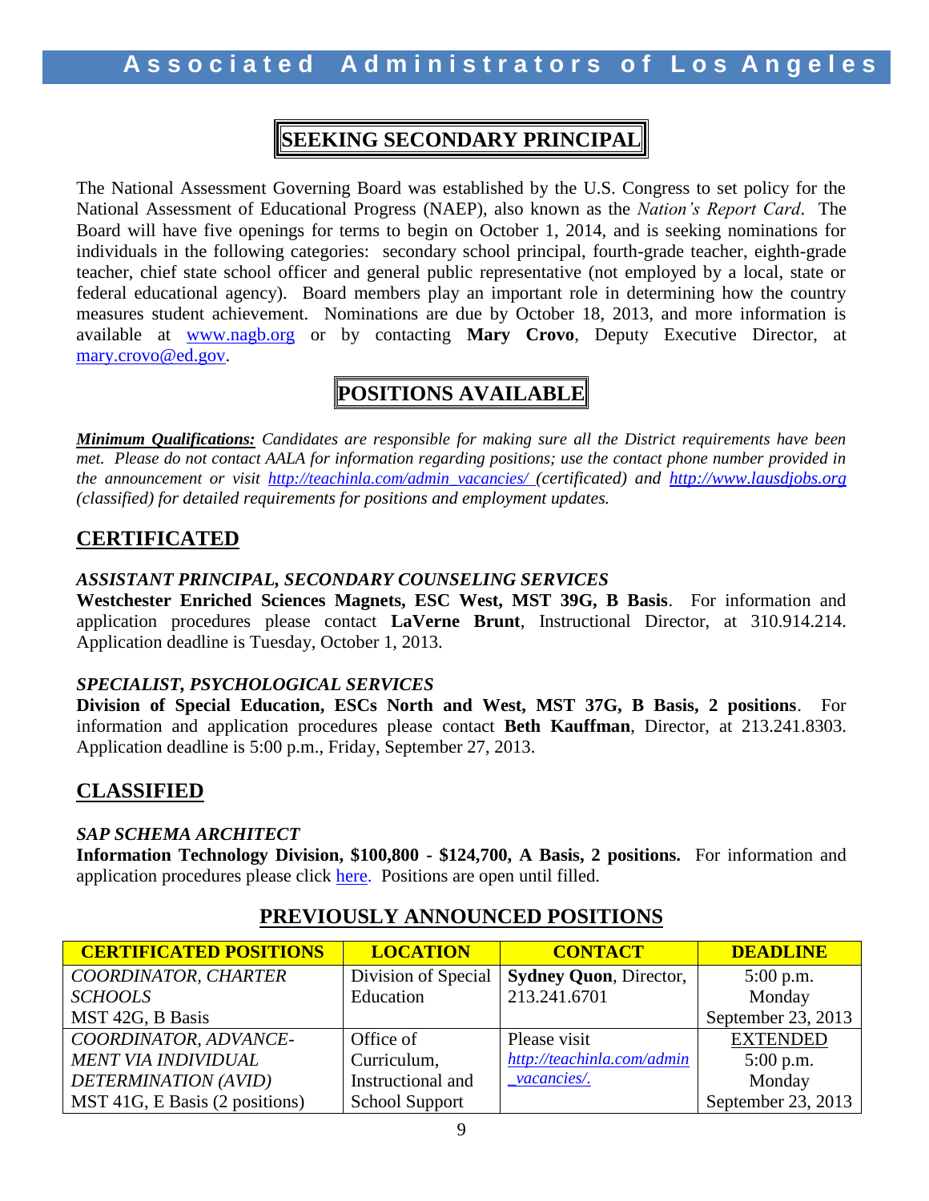## SEEKING SECONDARY PRINCIPAL

The National Assessment Governing Board was established by the U.S. Congress to set policy for the National Assessment of Educational Progress (NAEP), also known as the *Nation's Report Card*. The Board will have five openings for terms to begin on October 1, 2014, and is seeking nominations for individuals in the following categories: secondary school principal, fourth-grade teacher, eighth-grade teacher, chief state school officer and general public representative (not employed by a local, state or federal educational agency). Board members play an important role in determining how the country measures student achievement. Nominations are due by October 18, 2013, and more information is available at www.nagb.org or by contacting **Mary Crovo**, Deputy Executive Director, at mary.crovo@ed.gov.

## POSITIONS AVAILABLE

***Minimum Qualifications:*** *Candidates are responsible for making sure all the District requirements have been met. Please do not contact AALA for information regarding positions; use the contact phone number provided in the announcement or visit http://teachinla.com/admin_vacancies/ (certificated) and http://www.lausdjobs.org (classified) for detailed requirements for positions and employment updates.*

## CERTIFICATED

### *ASSISTANT PRINCIPAL, SECONDARY COUNSELING SERVICES*

**Westchester Enriched Sciences Magnets, ESC West, MST 39G, B Basis**. For information and application procedures please contact **LaVerne Brunt**, Instructional Director, at 310.914.214. Application deadline is Tuesday, October 1, 2013.

### *SPECIALIST, PSYCHOLOGICAL SERVICES*

**Division of Special Education, ESCs North and West, MST 37G, B Basis, 2 positions**. For information and application procedures please contact **Beth Kauffman**, Director, at 213.241.8303. Application deadline is 5:00 p.m., Friday, September 27, 2013.

## CLASSIFIED

### *SAP SCHEMA ARCHITECT*

**Information Technology Division, $100,800 - $124,700, A Basis, 2 positions.** For information and application procedures please click here. Positions are open until filled.

## PREVIOUSLY ANNOUNCED POSITIONS

| CERTIFICATED POSITIONS | LOCATION | CONTACT | DEADLINE |
|---|---|---|---|
| *COORDINATOR, CHARTER SCHOOLS*<br>MST 42G, B Basis | Division of Special Education | **Sydney Quon**, Director, 213.241.6701 | 5:00 p.m.<br>Monday<br>September 23, 2013 |
| *COORDINATOR, ADVANCE-MENT VIA INDIVIDUAL DETERMINATION (AVID)*<br>MST 41G, E Basis (2 positions) | Office of Curriculum, Instructional and School Support | Please visit *http://teachinla.com/admin_vacancies/.* | EXTENDED<br>5:00 p.m.<br>Monday<br>September 23, 2013 |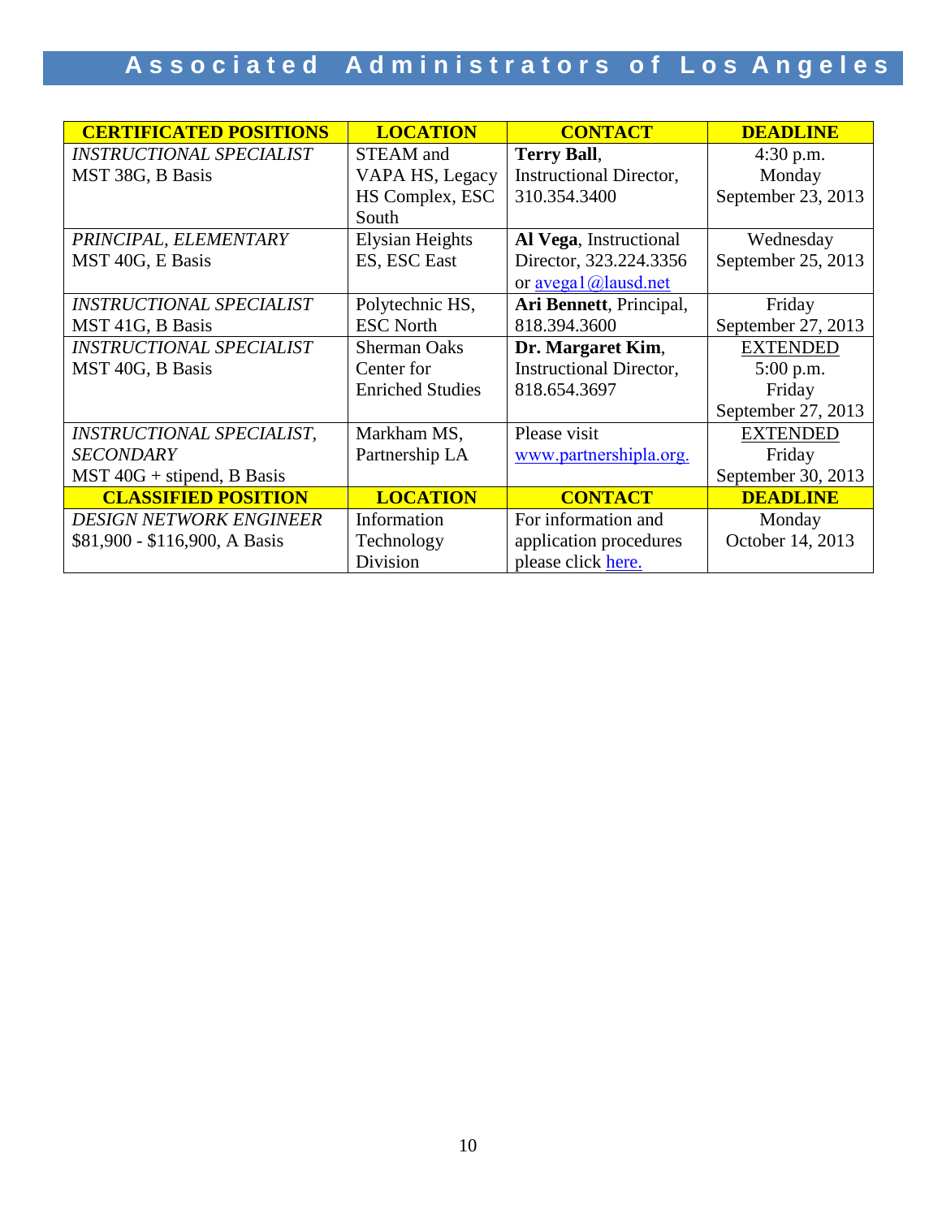# Associated Administrators of Los Angeles

| CERTIFICATED POSITIONS | LOCATION | CONTACT | DEADLINE |
|---|---|---|---|
| *INSTRUCTIONAL SPECIALIST* MST 38G, B Basis | STEAM and VAPA HS, Legacy HS Complex, ESC South | **Terry Ball**, Instructional Director, 310.354.3400 | 4:30 p.m. Monday September 23, 2013 |
| *PRINCIPAL, ELEMENTARY* MST 40G, E Basis | Elysian Heights ES, ESC East | **Al Vega**, Instructional Director, 323.224.3356 or avega1@lausd.net | Wednesday September 25, 2013 |
| *INSTRUCTIONAL SPECIALIST* MST 41G, B Basis | Polytechnic HS, ESC North | **Ari Bennett**, Principal, 818.394.3600 | Friday September 27, 2013 |
| *INSTRUCTIONAL SPECIALIST* MST 40G, B Basis | Sherman Oaks Center for Enriched Studies | **Dr. Margaret Kim**, Instructional Director, 818.654.3697 | EXTENDED 5:00 p.m. Friday September 27, 2013 |
| *INSTRUCTIONAL SPECIALIST, SECONDARY* MST 40G + stipend, B Basis | Markham MS, Partnership LA | Please visit www.partnershipla.org. | EXTENDED Friday September 30, 2013 |
| **CLASSIFIED POSITION** | **LOCATION** | **CONTACT** | **DEADLINE** |
| *DESIGN NETWORK ENGINEER* $81,900 - $116,900, A Basis | Information Technology Division | For information and application procedures please click here. | Monday October 14, 2013 |